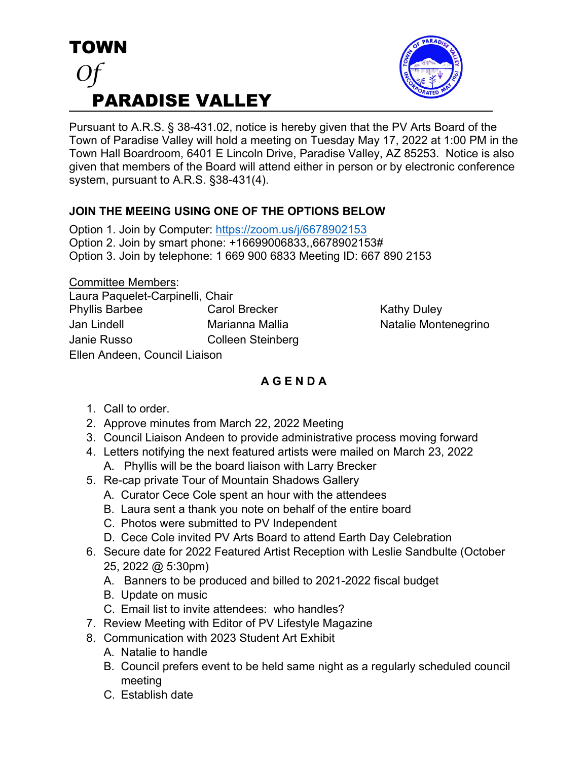# TOWN
# *Of*
# PARADISE VALLEY

Pursuant to A.R.S. § 38-431.02, notice is hereby given that the PV Arts Board of the Town of Paradise Valley will hold a meeting on Tuesday May 17, 2022 at 1:00 PM in the Town Hall Boardroom, 6401 E Lincoln Drive, Paradise Valley, AZ 85253. Notice is also given that members of the Board will attend either in person or by electronic conference system, pursuant to A.R.S. §38-431(4).

**JOIN THE MEEING USING ONE OF THE OPTIONS BELOW**

Option 1. Join by Computer: https://zoom.us/j/6678902153
Option 2. Join by smart phone: +16699006833,,6678902153#
Option 3. Join by telephone: 1 669 900 6833 Meeting ID: 667 890 2153

Committee Members:
Laura Paquelet-Carpinelli, Chair
Phyllis Barbee
Carol Brecker
Kathy Duley
Jan Lindell
Marianna Mallia
Natalie Montenegrino
Janie Russo
Colleen Steinberg
Ellen Andeen, Council Liaison

## A G E N D A

1. Call to order.
2. Approve minutes from March 22, 2022 Meeting
3. Council Liaison Andeen to provide administrative process moving forward
4. Letters notifying the next featured artists were mailed on March 23, 2022
   A. Phyllis will be the board liaison with Larry Brecker
5. Re-cap private Tour of Mountain Shadows Gallery
   A. Curator Cece Cole spent an hour with the attendees
   B. Laura sent a thank you note on behalf of the entire board
   C. Photos were submitted to PV Independent
   D. Cece Cole invited PV Arts Board to attend Earth Day Celebration
6. Secure date for 2022 Featured Artist Reception with Leslie Sandbulte (October 25, 2022 @ 5:30pm)
   A. Banners to be produced and billed to 2021-2022 fiscal budget
   B. Update on music
   C. Email list to invite attendees: who handles?
7. Review Meeting with Editor of PV Lifestyle Magazine
8. Communication with 2023 Student Art Exhibit
   A. Natalie to handle
   B. Council prefers event to be held same night as a regularly scheduled council meeting
   C. Establish date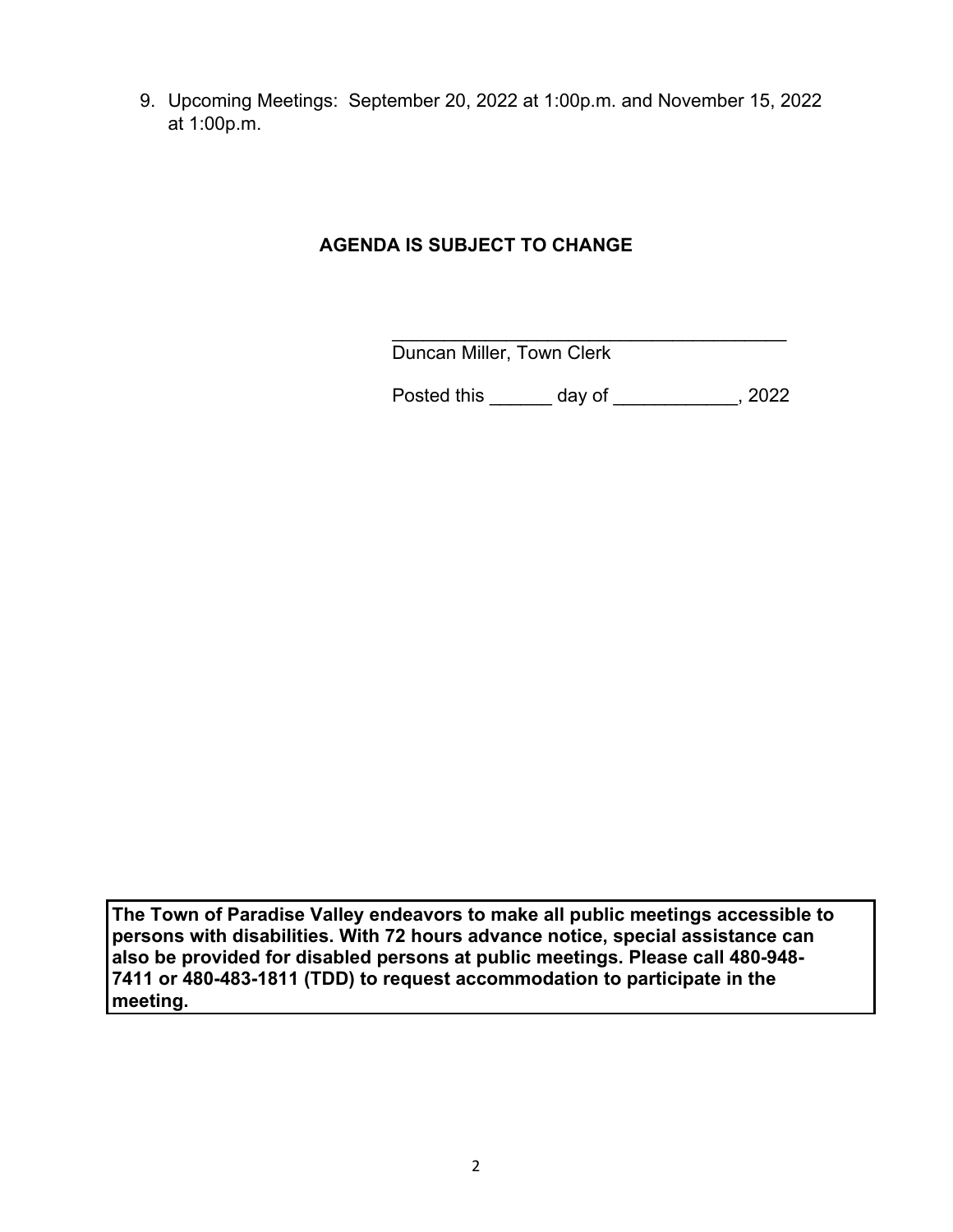9. Upcoming Meetings: September 20, 2022 at 1:00p.m. and November 15, 2022 at 1:00p.m.

**AGENDA IS SUBJECT TO CHANGE**

\_\_\_\_\_\_\_\_\_\_\_\_\_\_\_\_\_\_\_\_\_\_\_\_\_\_\_\_\_\_\_\_\_\_\_\_\_\_\_\_

Duncan Miller, Town Clerk

Posted this \_\_\_\_\_\_ day of \_\_\_\_\_\_\_\_\_\_\_\_, 2022

**The Town of Paradise Valley endeavors to make all public meetings accessible to persons with disabilities. With 72 hours advance notice, special assistance can also be provided for disabled persons at public meetings. Please call 480-948-7411 or 480-483-1811 (TDD) to request accommodation to participate in the meeting.**